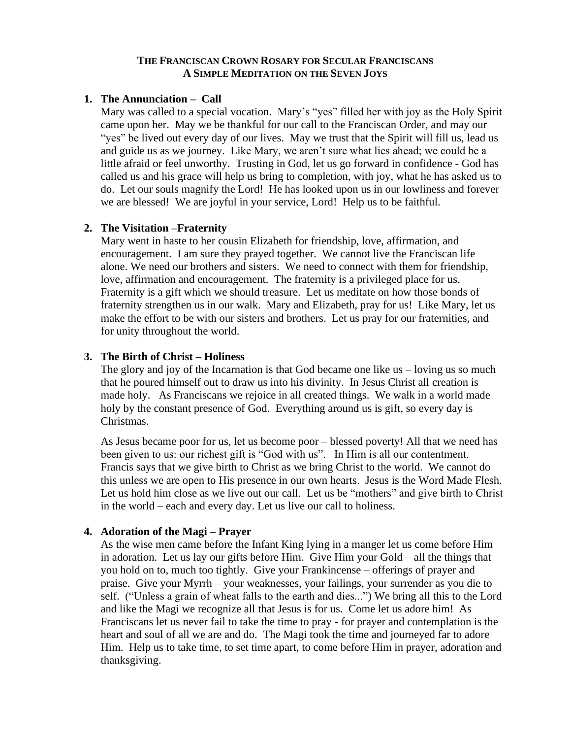**THE FRANCISCAN CROWN ROSARY FOR SECULAR FRANCISCANS**
**A SIMPLE MEDITATION ON THE SEVEN JOYS**

1. **The Annunciation – Call**

   Mary was called to a special vocation. Mary's "yes" filled her with joy as the Holy Spirit came upon her. May we be thankful for our call to the Franciscan Order, and may our "yes" be lived out every day of our lives. May we trust that the Spirit will fill us, lead us and guide us as we journey. Like Mary, we aren't sure what lies ahead; we could be a little afraid or feel unworthy. Trusting in God, let us go forward in confidence - God has called us and his grace will help us bring to completion, with joy, what he has asked us to do. Let our souls magnify the Lord! He has looked upon us in our lowliness and forever we are blessed! We are joyful in your service, Lord! Help us to be faithful.

2. **The Visitation –Fraternity**

   Mary went in haste to her cousin Elizabeth for friendship, love, affirmation, and encouragement. I am sure they prayed together. We cannot live the Franciscan life alone. We need our brothers and sisters. We need to connect with them for friendship, love, affirmation and encouragement. The fraternity is a privileged place for us. Fraternity is a gift which we should treasure. Let us meditate on how those bonds of fraternity strengthen us in our walk. Mary and Elizabeth, pray for us! Like Mary, let us make the effort to be with our sisters and brothers. Let us pray for our fraternities, and for unity throughout the world.

3. **The Birth of Christ – Holiness**

   The glory and joy of the Incarnation is that God became one like us – loving us so much that he poured himself out to draw us into his divinity. In Jesus Christ all creation is made holy. As Franciscans we rejoice in all created things. We walk in a world made holy by the constant presence of God. Everything around us is gift, so every day is Christmas.

   As Jesus became poor for us, let us become poor – blessed poverty! All that we need has been given to us: our richest gift is "God with us". In Him is all our contentment. Francis says that we give birth to Christ as we bring Christ to the world. We cannot do this unless we are open to His presence in our own hearts. Jesus is the Word Made Flesh. Let us hold him close as we live out our call. Let us be "mothers" and give birth to Christ in the world – each and every day. Let us live our call to holiness.

4. **Adoration of the Magi – Prayer**

   As the wise men came before the Infant King lying in a manger let us come before Him in adoration. Let us lay our gifts before Him. Give Him your Gold – all the things that you hold on to, much too tightly. Give your Frankincense – offerings of prayer and praise. Give your Myrrh – your weaknesses, your failings, your surrender as you die to self. ("Unless a grain of wheat falls to the earth and dies...") We bring all this to the Lord and like the Magi we recognize all that Jesus is for us. Come let us adore him! As Franciscans let us never fail to take the time to pray - for prayer and contemplation is the heart and soul of all we are and do. The Magi took the time and journeyed far to adore Him. Help us to take time, to set time apart, to come before Him in prayer, adoration and thanksgiving.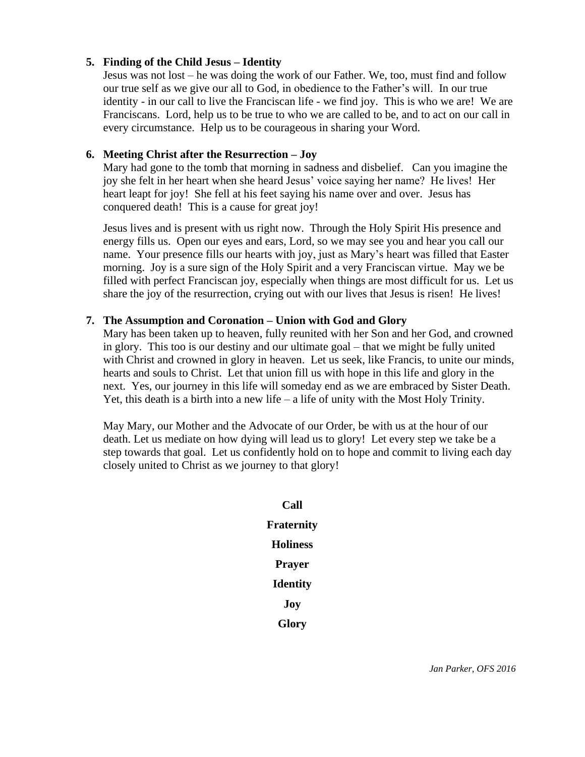5. **Finding of the Child Jesus – Identity**
   Jesus was not lost – he was doing the work of our Father. We, too, must find and follow our true self as we give our all to God, in obedience to the Father's will. In our true identity - in our call to live the Franciscan life - we find joy. This is who we are! We are Franciscans. Lord, help us to be true to who we are called to be, and to act on our call in every circumstance. Help us to be courageous in sharing your Word.

6. **Meeting Christ after the Resurrection – Joy**
   Mary had gone to the tomb that morning in sadness and disbelief. Can you imagine the joy she felt in her heart when she heard Jesus' voice saying her name? He lives! Her heart leapt for joy! She fell at his feet saying his name over and over. Jesus has conquered death! This is a cause for great joy!

   Jesus lives and is present with us right now. Through the Holy Spirit His presence and energy fills us. Open our eyes and ears, Lord, so we may see you and hear you call our name. Your presence fills our hearts with joy, just as Mary's heart was filled that Easter morning. Joy is a sure sign of the Holy Spirit and a very Franciscan virtue. May we be filled with perfect Franciscan joy, especially when things are most difficult for us. Let us share the joy of the resurrection, crying out with our lives that Jesus is risen! He lives!

7. **The Assumption and Coronation – Union with God and Glory**
   Mary has been taken up to heaven, fully reunited with her Son and her God, and crowned in glory. This too is our destiny and our ultimate goal – that we might be fully united with Christ and crowned in glory in heaven. Let us seek, like Francis, to unite our minds, hearts and souls to Christ. Let that union fill us with hope in this life and glory in the next. Yes, our journey in this life will someday end as we are embraced by Sister Death. Yet, this death is a birth into a new life – a life of unity with the Most Holy Trinity.

   May Mary, our Mother and the Advocate of our Order, be with us at the hour of our death. Let us mediate on how dying will lead us to glory! Let every step we take be a step towards that goal. Let us confidently hold on to hope and commit to living each day closely united to Christ as we journey to that glory!

**Call**

**Fraternity**

**Holiness**

**Prayer**

**Identity**

**Joy**

**Glory**

*Jan Parker, OFS 2016*